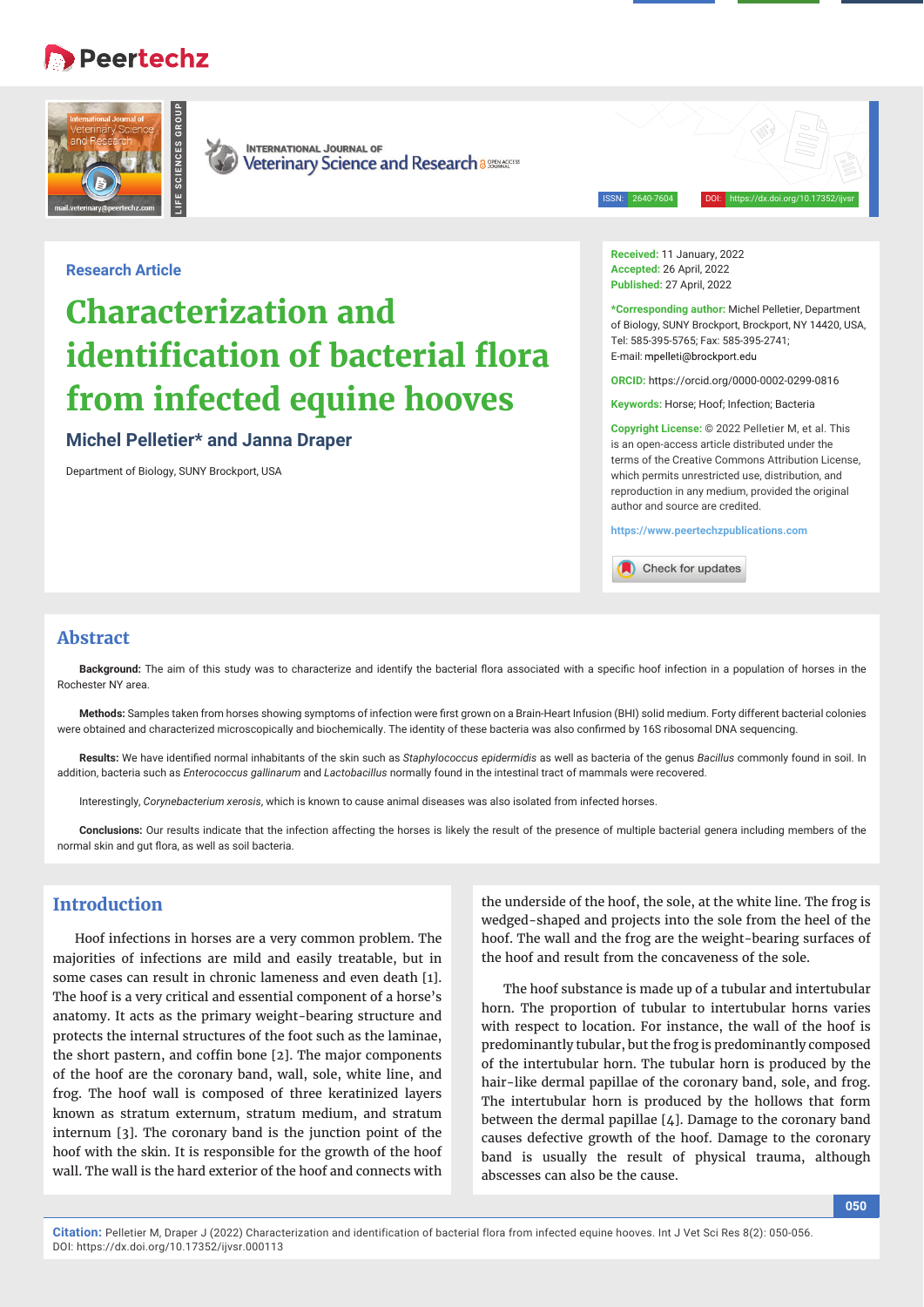Research Article

# Characterization and identification of bacterial flora from infected equine hooves

**Michel Pelletier* and Janna Draper**

Department of Biology, SUNY Brockport, USA

**Received:** 11 January, 2022
**Accepted:** 26 April, 2022
**Published:** 27 April, 2022

***Corresponding author:** Michel Pelletier, Department of Biology, SUNY Brockport, Brockport, NY 14420, USA, Tel: 585-395-5765; Fax: 585-395-2741; E-mail: mpelleti@brockport.edu

**ORCID:** https://orcid.org/0000-0002-0299-0816

**Keywords:** Horse; Hoof; Infection; Bacteria

**Copyright License:** © 2022 Pelletier M, et al. This is an open-access article distributed under the terms of the Creative Commons Attribution License, which permits unrestricted use, distribution, and reproduction in any medium, provided the original author and source are credited.

https://www.peertechzpublications.com

## Abstract

**Background:** The aim of this study was to characterize and identify the bacterial flora associated with a specific hoof infection in a population of horses in the Rochester NY area.

**Methods:** Samples taken from horses showing symptoms of infection were first grown on a Brain-Heart Infusion (BHI) solid medium. Forty different bacterial colonies were obtained and characterized microscopically and biochemically. The identity of these bacteria was also confirmed by 16S ribosomal DNA sequencing.

**Results:** We have identified normal inhabitants of the skin such as *Staphylococcus epidermidis* as well as bacteria of the genus *Bacillus* commonly found in soil. In addition, bacteria such as *Enterococcus gallinarum* and *Lactobacillus* normally found in the intestinal tract of mammals were recovered.

Interestingly, *Corynebacterium xerosis*, which is known to cause animal diseases was also isolated from infected horses.

**Conclusions:** Our results indicate that the infection affecting the horses is likely the result of the presence of multiple bacterial genera including members of the normal skin and gut flora, as well as soil bacteria.

## Introduction

Hoof infections in horses are a very common problem. The majorities of infections are mild and easily treatable, but in some cases can result in chronic lameness and even death [1]. The hoof is a very critical and essential component of a horse's anatomy. It acts as the primary weight-bearing structure and protects the internal structures of the foot such as the laminae, the short pastern, and coffin bone [2]. The major components of the hoof are the coronary band, wall, sole, white line, and frog. The hoof wall is composed of three keratinized layers known as stratum externum, stratum medium, and stratum internum [3]. The coronary band is the junction point of the hoof with the skin. It is responsible for the growth of the hoof wall. The wall is the hard exterior of the hoof and connects with the underside of the hoof, the sole, at the white line. The frog is wedged-shaped and projects into the sole from the heel of the hoof. The wall and the frog are the weight-bearing surfaces of the hoof and result from the concaveness of the sole.

The hoof substance is made up of a tubular and intertubular horn. The proportion of tubular to intertubular horns varies with respect to location. For instance, the wall of the hoof is predominantly tubular, but the frog is predominantly composed of the intertubular horn. The tubular horn is produced by the hair-like dermal papillae of the coronary band, sole, and frog. The intertubular horn is produced by the hollows that form between the dermal papillae [4]. Damage to the coronary band causes defective growth of the hoof. Damage to the coronary band is usually the result of physical trauma, although abscesses can also be the cause.

**Citation:** Pelletier M, Draper J (2022) Characterization and identification of bacterial flora from infected equine hooves. Int J Vet Sci Res 8(2): 050-056. DOI: https://dx.doi.org/10.17352/ijvsr.000113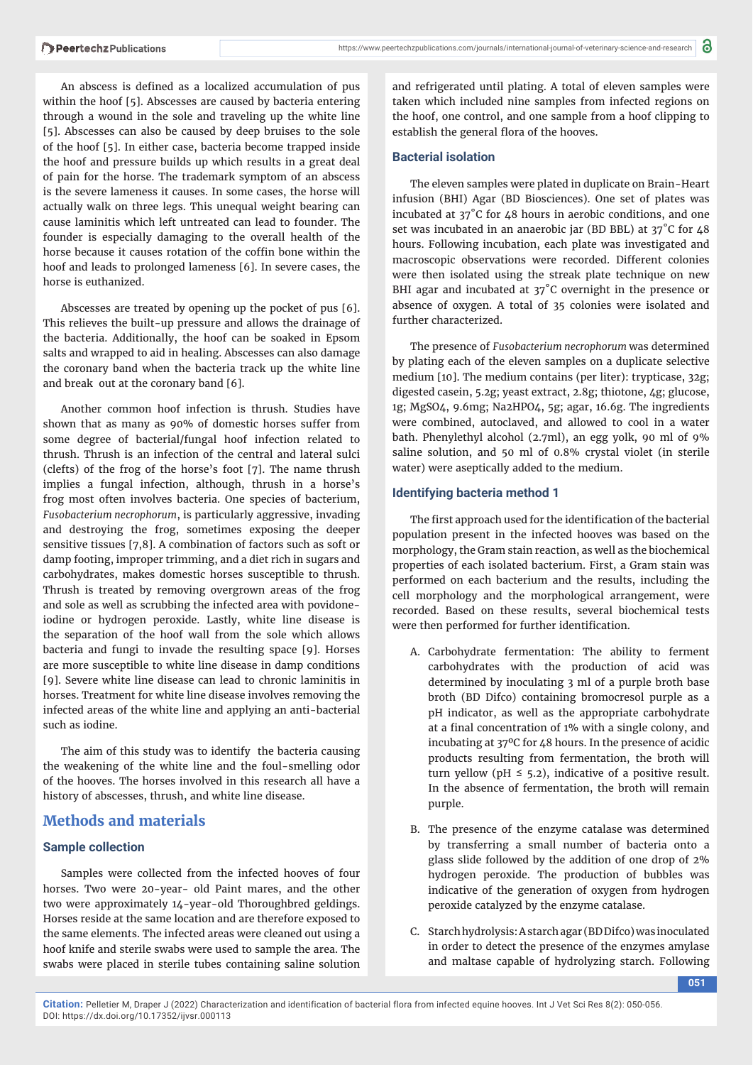An abscess is defined as a localized accumulation of pus within the hoof [5]. Abscesses are caused by bacteria entering through a wound in the sole and traveling up the white line [5]. Abscesses can also be caused by deep bruises to the sole of the hoof [5]. In either case, bacteria become trapped inside the hoof and pressure builds up which results in a great deal of pain for the horse. The trademark symptom of an abscess is the severe lameness it causes. In some cases, the horse will actually walk on three legs. This unequal weight bearing can cause laminitis which left untreated can lead to founder. The founder is especially damaging to the overall health of the horse because it causes rotation of the coffin bone within the hoof and leads to prolonged lameness [6]. In severe cases, the horse is euthanized.

Abscesses are treated by opening up the pocket of pus [6]. This relieves the built-up pressure and allows the drainage of the bacteria. Additionally, the hoof can be soaked in Epsom salts and wrapped to aid in healing. Abscesses can also damage the coronary band when the bacteria track up the white line and break out at the coronary band [6].

Another common hoof infection is thrush. Studies have shown that as many as 90% of domestic horses suffer from some degree of bacterial/fungal hoof infection related to thrush. Thrush is an infection of the central and lateral sulci (clefts) of the frog of the horse's foot [7]. The name thrush implies a fungal infection, although, thrush in a horse's frog most often involves bacteria. One species of bacterium, *Fusobacterium necrophorum*, is particularly aggressive, invading and destroying the frog, sometimes exposing the deeper sensitive tissues [7,8]. A combination of factors such as soft or damp footing, improper trimming, and a diet rich in sugars and carbohydrates, makes domestic horses susceptible to thrush. Thrush is treated by removing overgrown areas of the frog and sole as well as scrubbing the infected area with povidone-iodine or hydrogen peroxide. Lastly, white line disease is the separation of the hoof wall from the sole which allows bacteria and fungi to invade the resulting space [9]. Horses are more susceptible to white line disease in damp conditions [9]. Severe white line disease can lead to chronic laminitis in horses. Treatment for white line disease involves removing the infected areas of the white line and applying an anti-bacterial such as iodine.

The aim of this study was to identify the bacteria causing the weakening of the white line and the foul-smelling odor of the hooves. The horses involved in this research all have a history of abscesses, thrush, and white line disease.

## Methods and materials

### Sample collection

Samples were collected from the infected hooves of four horses. Two were 20-year- old Paint mares, and the other two were approximately 14-year-old Thoroughbred geldings. Horses reside at the same location and are therefore exposed to the same elements. The infected areas were cleaned out using a hoof knife and sterile swabs were used to sample the area. The swabs were placed in sterile tubes containing saline solution and refrigerated until plating. A total of eleven samples were taken which included nine samples from infected regions on the hoof, one control, and one sample from a hoof clipping to establish the general flora of the hooves.

### Bacterial isolation

The eleven samples were plated in duplicate on Brain-Heart infusion (BHI) Agar (BD Biosciences). One set of plates was incubated at 37˚C for 48 hours in aerobic conditions, and one set was incubated in an anaerobic jar (BD BBL) at 37˚C for 48 hours. Following incubation, each plate was investigated and macroscopic observations were recorded. Different colonies were then isolated using the streak plate technique on new BHI agar and incubated at 37˚C overnight in the presence or absence of oxygen. A total of 35 colonies were isolated and further characterized.

The presence of *Fusobacterium necrophorum* was determined by plating each of the eleven samples on a duplicate selective medium [10]. The medium contains (per liter): trypticase, 32g; digested casein, 5.2g; yeast extract, 2.8g; thiotone, 4g; glucose, 1g; $MgSO_4$, 9.6mg; $Na_2HPO_4$, 5g; agar, 16.6g. The ingredients were combined, autoclaved, and allowed to cool in a water bath. Phenylethyl alcohol (2.7ml), an egg yolk, 90 ml of 9% saline solution, and 50 ml of 0.8% crystal violet (in sterile water) were aseptically added to the medium.

### Identifying bacteria method 1

The first approach used for the identification of the bacterial population present in the infected hooves was based on the morphology, the Gram stain reaction, as well as the biochemical properties of each isolated bacterium. First, a Gram stain was performed on each bacterium and the results, including the cell morphology and the morphological arrangement, were recorded. Based on these results, several biochemical tests were then performed for further identification.

A. Carbohydrate fermentation: The ability to ferment carbohydrates with the production of acid was determined by inoculating 3 ml of a purple broth base broth (BD Difco) containing bromocresol purple as a pH indicator, as well as the appropriate carbohydrate at a final concentration of 1% with a single colony, and incubating at 37ºC for 48 hours. In the presence of acidic products resulting from fermentation, the broth will turn yellow (pH ≤ 5.2), indicative of a positive result. In the absence of fermentation, the broth will remain purple.

B. The presence of the enzyme catalase was determined by transferring a small number of bacteria onto a glass slide followed by the addition of one drop of 2% hydrogen peroxide. The production of bubbles was indicative of the generation of oxygen from hydrogen peroxide catalyzed by the enzyme catalase.

C. Starch hydrolysis: A starch agar (BD Difco) was inoculated in order to detect the presence of the enzymes amylase and maltase capable of hydrolyzing starch. Following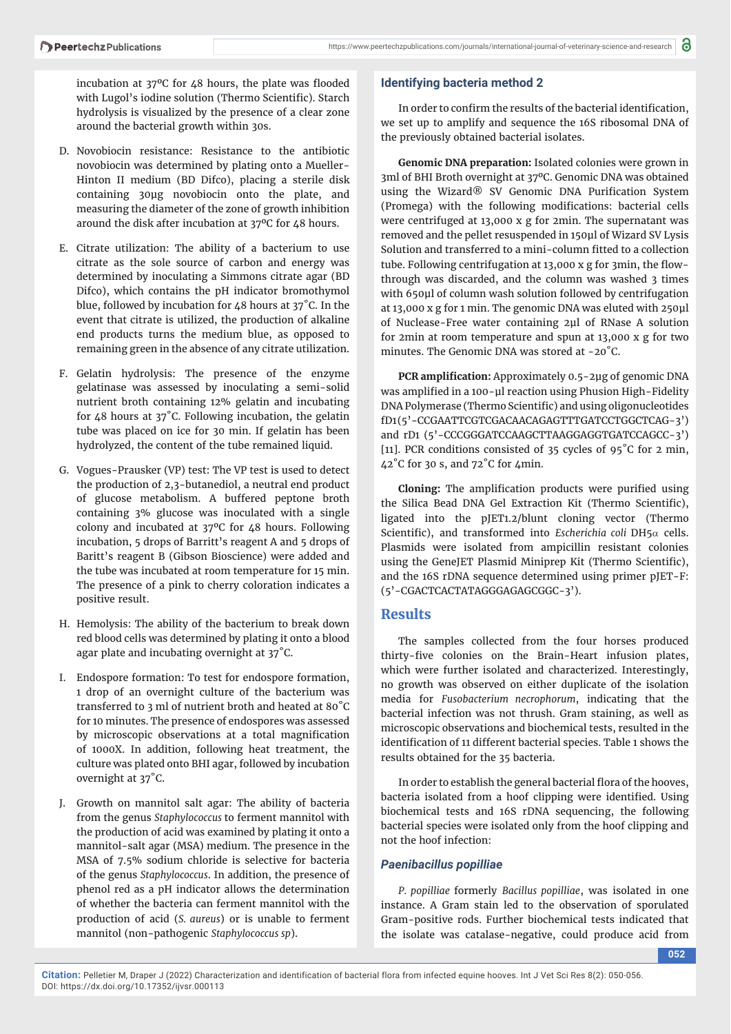incubation at 37ºC for 48 hours, the plate was flooded with Lugol's iodine solution (Thermo Scientific). Starch hydrolysis is visualized by the presence of a clear zone around the bacterial growth within 30s.

D. Novobiocin resistance: Resistance to the antibiotic novobiocin was determined by plating onto a Mueller-Hinton II medium (BD Difco), placing a sterile disk containing 30µg novobiocin onto the plate, and measuring the diameter of the zone of growth inhibition around the disk after incubation at 37ºC for 48 hours.

E. Citrate utilization: The ability of a bacterium to use citrate as the sole source of carbon and energy was determined by inoculating a Simmons citrate agar (BD Difco), which contains the pH indicator bromothymol blue, followed by incubation for 48 hours at 37˚C. In the event that citrate is utilized, the production of alkaline end products turns the medium blue, as opposed to remaining green in the absence of any citrate utilization.

F. Gelatin hydrolysis: The presence of the enzyme gelatinase was assessed by inoculating a semi-solid nutrient broth containing 12% gelatin and incubating for 48 hours at 37˚C. Following incubation, the gelatin tube was placed on ice for 30 min. If gelatin has been hydrolyzed, the content of the tube remained liquid.

G. Vogues-Prausker (VP) test: The VP test is used to detect the production of 2,3-butanediol, a neutral end product of glucose metabolism. A buffered peptone broth containing 3% glucose was inoculated with a single colony and incubated at 37ºC for 48 hours. Following incubation, 5 drops of Barritt's reagent A and 5 drops of Baritt's reagent B (Gibson Bioscience) were added and the tube was incubated at room temperature for 15 min. The presence of a pink to cherry coloration indicates a positive result.

H. Hemolysis: The ability of the bacterium to break down red blood cells was determined by plating it onto a blood agar plate and incubating overnight at 37˚C.

I. Endospore formation: To test for endospore formation, 1 drop of an overnight culture of the bacterium was transferred to 3 ml of nutrient broth and heated at 80˚C for 10 minutes. The presence of endospores was assessed by microscopic observations at a total magnification of 1000X. In addition, following heat treatment, the culture was plated onto BHI agar, followed by incubation overnight at 37˚C.

J. Growth on mannitol salt agar: The ability of bacteria from the genus *Staphylococcus* to ferment mannitol with the production of acid was examined by plating it onto a mannitol-salt agar (MSA) medium. The presence in the MSA of 7.5% sodium chloride is selective for bacteria of the genus *Staphylococcus*. In addition, the presence of phenol red as a pH indicator allows the determination of whether the bacteria can ferment mannitol with the production of acid (*S. aureus*) or is unable to ferment mannitol (non-pathogenic *Staphylococcus sp*).

### Identifying bacteria method 2

In order to confirm the results of the bacterial identification, we set up to amplify and sequence the 16S ribosomal DNA of the previously obtained bacterial isolates.

**Genomic DNA preparation:** Isolated colonies were grown in 3ml of BHI Broth overnight at 37ºC. Genomic DNA was obtained using the Wizard® SV Genomic DNA Purification System (Promega) with the following modifications: bacterial cells were centrifuged at 13,000 x g for 2min. The supernatant was removed and the pellet resuspended in 150µl of Wizard SV Lysis Solution and transferred to a mini-column fitted to a collection tube. Following centrifugation at 13,000 x g for 3min, the flow-through was discarded, and the column was washed 3 times with 650µl of column wash solution followed by centrifugation at 13,000 x g for 1 min. The genomic DNA was eluted with 250µl of Nuclease-Free water containing 2µl of RNase A solution for 2min at room temperature and spun at 13,000 x g for two minutes. The Genomic DNA was stored at -20˚C.

**PCR amplification:** Approximately 0.5-2µg of genomic DNA was amplified in a 100-µl reaction using Phusion High-Fidelity DNA Polymerase (Thermo Scientific) and using oligonucleotides fD1(5'-CCGAATTCGTCGACAACAGAGTTTGATCCTGGCTCAG-3') and rD1 (5'-CCCGGGATCCAAGCTTAAGGAGGTGATCCAGCC-3') [11]. PCR conditions consisted of 35 cycles of 95˚C for 2 min, 42˚C for 30 s, and 72˚C for 4min.

**Cloning:** The amplification products were purified using the Silica Bead DNA Gel Extraction Kit (Thermo Scientific), ligated into the pJET1.2/blunt cloning vector (Thermo Scientific), and transformed into *Escherichia coli* DH5α cells. Plasmids were isolated from ampicillin resistant colonies using the GeneJET Plasmid Miniprep Kit (Thermo Scientific), and the 16S rDNA sequence determined using primer pJET-F: (5'-CGACTCACTATAGGGAGAGCGGC-3').

## Results

The samples collected from the four horses produced thirty-five colonies on the Brain-Heart infusion plates, which were further isolated and characterized. Interestingly, no growth was observed on either duplicate of the isolation media for *Fusobacterium necrophorum*, indicating that the bacterial infection was not thrush. Gram staining, as well as microscopic observations and biochemical tests, resulted in the identification of 11 different bacterial species. Table 1 shows the results obtained for the 35 bacteria.

In order to establish the general bacterial flora of the hooves, bacteria isolated from a hoof clipping were identified. Using biochemical tests and 16S rDNA sequencing, the following bacterial species were isolated only from the hoof clipping and not the hoof infection:

### *Paenibacillus popilliae*

*P. popilliae* formerly *Bacillus popilliae*, was isolated in one instance. A Gram stain led to the observation of sporulated Gram-positive rods. Further biochemical tests indicated that the isolate was catalase-negative, could produce acid from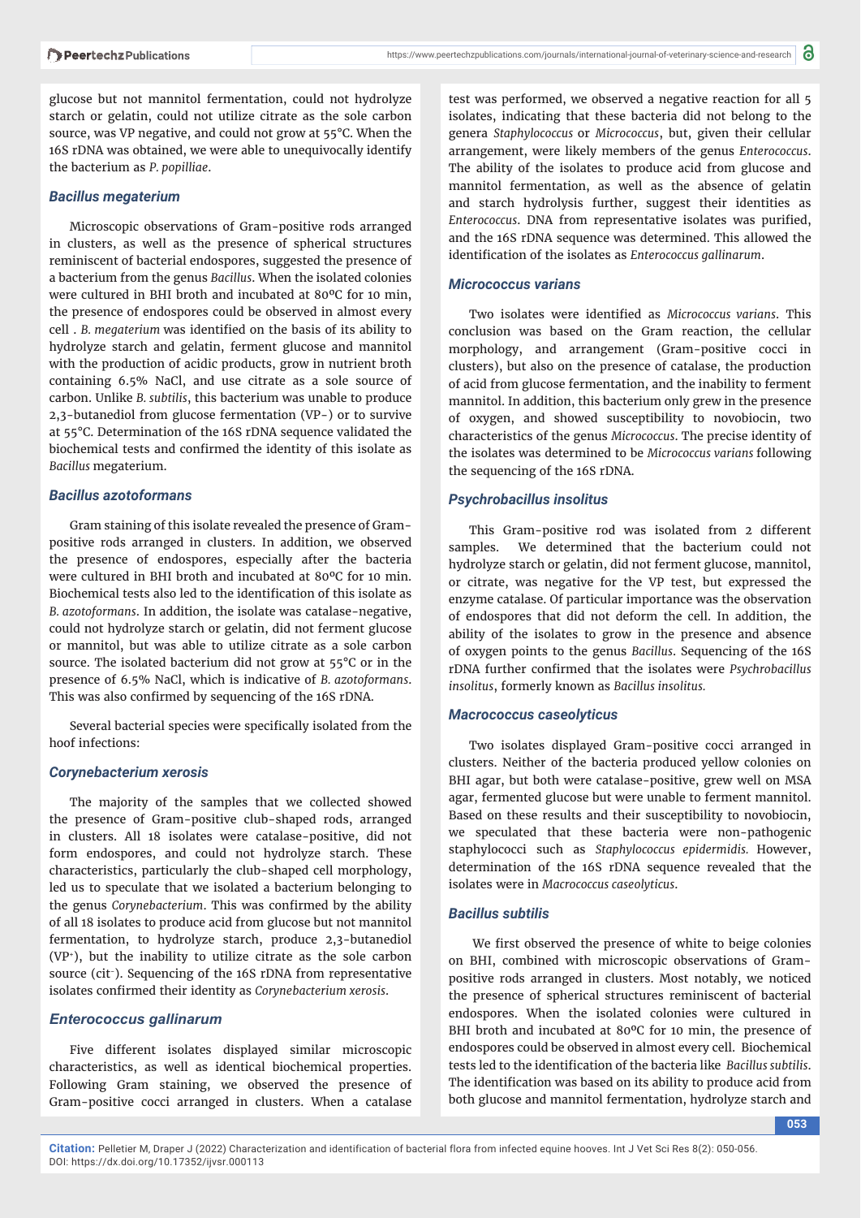glucose but not mannitol fermentation, could not hydrolyze starch or gelatin, could not utilize citrate as the sole carbon source, was VP negative, and could not grow at 55°C. When the 16S rDNA was obtained, we were able to unequivocally identify the bacterium as *P. popilliae*.

### *Bacillus megaterium*

Microscopic observations of Gram-positive rods arranged in clusters, as well as the presence of spherical structures reminiscent of bacterial endospores, suggested the presence of a bacterium from the genus *Bacillus*. When the isolated colonies were cultured in BHI broth and incubated at 80ºC for 10 min, the presence of endospores could be observed in almost every cell . *B. megaterium* was identified on the basis of its ability to hydrolyze starch and gelatin, ferment glucose and mannitol with the production of acidic products, grow in nutrient broth containing 6.5% NaCl, and use citrate as a sole source of carbon. Unlike *B. subtilis*, this bacterium was unable to produce 2,3-butanediol from glucose fermentation (VP-) or to survive at 55°C. Determination of the 16S rDNA sequence validated the biochemical tests and confirmed the identity of this isolate as *Bacillus* megaterium.

### *Bacillus azotoformans*

Gram staining of this isolate revealed the presence of Gram-positive rods arranged in clusters. In addition, we observed the presence of endospores, especially after the bacteria were cultured in BHI broth and incubated at 80ºC for 10 min. Biochemical tests also led to the identification of this isolate as *B. azotoformans*. In addition, the isolate was catalase-negative, could not hydrolyze starch or gelatin, did not ferment glucose or mannitol, but was able to utilize citrate as a sole carbon source. The isolated bacterium did not grow at 55°C or in the presence of 6.5% NaCl, which is indicative of *B. azotoformans*. This was also confirmed by sequencing of the 16S rDNA.

Several bacterial species were specifically isolated from the hoof infections:

### *Corynebacterium xerosis*

The majority of the samples that we collected showed the presence of Gram-positive club-shaped rods, arranged in clusters. All 18 isolates were catalase-positive, did not form endospores, and could not hydrolyze starch. These characteristics, particularly the club-shaped cell morphology, led us to speculate that we isolated a bacterium belonging to the genus *Corynebacterium*. This was confirmed by the ability of all 18 isolates to produce acid from glucose but not mannitol fermentation, to hydrolyze starch, produce 2,3-butanediol ($VP^{+}$), but the inability to utilize citrate as the sole carbon source ($cit^{-}$). Sequencing of the 16S rDNA from representative isolates confirmed their identity as *Corynebacterium xerosis*.

### *Enterococcus gallinarum*

Five different isolates displayed similar microscopic characteristics, as well as identical biochemical properties. Following Gram staining, we observed the presence of Gram-positive cocci arranged in clusters. When a catalase test was performed, we observed a negative reaction for all 5 isolates, indicating that these bacteria did not belong to the genera *Staphylococcus* or *Micrococcus*, but, given their cellular arrangement, were likely members of the genus *Enterococcus*. The ability of the isolates to produce acid from glucose and mannitol fermentation, as well as the absence of gelatin and starch hydrolysis further, suggest their identities as *Enterococcus*. DNA from representative isolates was purified, and the 16S rDNA sequence was determined. This allowed the identification of the isolates as *Enterococcus gallinarum*.

### *Micrococcus varians*

Two isolates were identified as *Micrococcus varians*. This conclusion was based on the Gram reaction, the cellular morphology, and arrangement (Gram-positive cocci in clusters), but also on the presence of catalase, the production of acid from glucose fermentation, and the inability to ferment mannitol. In addition, this bacterium only grew in the presence of oxygen, and showed susceptibility to novobiocin, two characteristics of the genus *Micrococcus*. The precise identity of the isolates was determined to be *Micrococcus varians* following the sequencing of the 16S rDNA.

### *Psychrobacillus insolitus*

This Gram-positive rod was isolated from 2 different samples. We determined that the bacterium could not hydrolyze starch or gelatin, did not ferment glucose, mannitol, or citrate, was negative for the VP test, but expressed the enzyme catalase. Of particular importance was the observation of endospores that did not deform the cell. In addition, the ability of the isolates to grow in the presence and absence of oxygen points to the genus *Bacillus*. Sequencing of the 16S rDNA further confirmed that the isolates were *Psychrobacillus insolitus*, formerly known as *Bacillus insolitus.*

### *Macrococcus caseolyticus*

Two isolates displayed Gram-positive cocci arranged in clusters. Neither of the bacteria produced yellow colonies on BHI agar, but both were catalase-positive, grew well on MSA agar, fermented glucose but were unable to ferment mannitol. Based on these results and their susceptibility to novobiocin, we speculated that these bacteria were non-pathogenic staphylococci such as *Staphylococcus epidermidis.* However, determination of the 16S rDNA sequence revealed that the isolates were in *Macrococcus caseolyticus*.

### *Bacillus subtilis*

We first observed the presence of white to beige colonies on BHI, combined with microscopic observations of Gram-positive rods arranged in clusters. Most notably, we noticed the presence of spherical structures reminiscent of bacterial endospores. When the isolated colonies were cultured in BHI broth and incubated at 80ºC for 10 min, the presence of endospores could be observed in almost every cell. Biochemical tests led to the identification of the bacteria like *Bacillus subtilis*. The identification was based on its ability to produce acid from both glucose and mannitol fermentation, hydrolyze starch and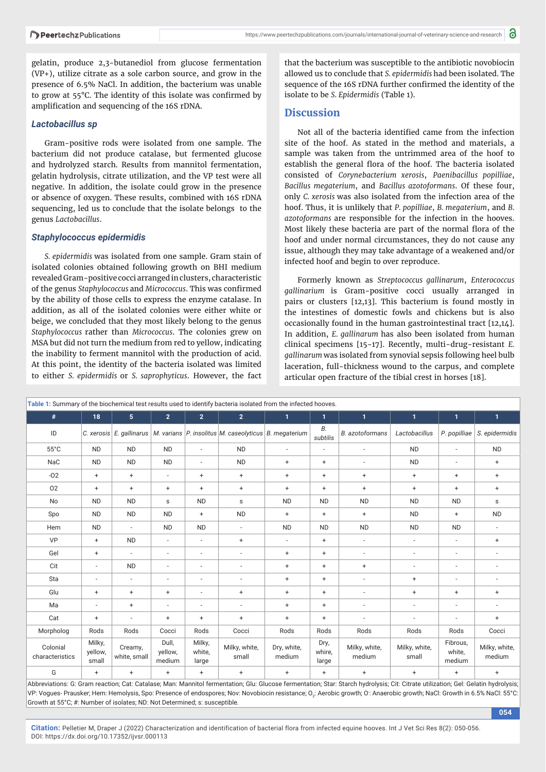gelatin, produce 2,3-butanediol from glucose fermentation (VP+), utilize citrate as a sole carbon source, and grow in the presence of 6.5% NaCl. In addition, the bacterium was unable to grow at 55°C. The identity of this isolate was confirmed by amplification and sequencing of the 16S rDNA.

### *Lactobacillus sp*

Gram-positive rods were isolated from one sample. The bacterium did not produce catalase, but fermented glucose and hydrolyzed starch. Results from mannitol fermentation, gelatin hydrolysis, citrate utilization, and the VP test were all negative. In addition, the isolate could grow in the presence or absence of oxygen. These results, combined with 16S rDNA sequencing, led us to conclude that the isolate belongs to the genus *Lactobacillus*.

### *Staphylococcus epidermidis*

*S. epidermidis* was isolated from one sample. Gram stain of isolated colonies obtained following growth on BHI medium revealed Gram-positive cocci arranged in clusters, characteristic of the genus *Staphylococcus* and *Micrococcus*. This was confirmed by the ability of those cells to express the enzyme catalase. In addition, as all of the isolated colonies were either white or beige, we concluded that they most likely belong to the genus *Staphylococcus* rather than *Micrococcus*. The colonies grew on MSA but did not turn the medium from red to yellow, indicating the inability to ferment mannitol with the production of acid. At this point, the identity of the bacteria isolated was limited to either *S. epidermidis* or *S. saprophyticus*. However, the fact that the bacterium was susceptible to the antibiotic novobiocin allowed us to conclude that *S. epidermidis* had been isolated. The sequence of the 16S rDNA further confirmed the identity of the isolate to be *S. Epidermidis* (Table 1).

## Discussion

Not all of the bacteria identified came from the infection site of the hoof. As stated in the method and materials, a sample was taken from the untrimmed area of the hoof to establish the general flora of the hoof. The bacteria isolated consisted of *Corynebacterium xerosis*, *Paenibacillus popilliae*, *Bacillus megaterium*, and *Bacillus azotoformans*. Of these four, only *C. xerosis* was also isolated from the infection area of the hoof. Thus, it is unlikely that *P. popilliae*, *B. megaterium*, and *B. azotoformans* are responsible for the infection in the hooves. Most likely these bacteria are part of the normal flora of the hoof and under normal circumstances, they do not cause any issue, although they may take advantage of a weakened and/or infected hoof and begin to over reproduce.

Formerly known as *Streptococcus gallinarum*, *Enterococcus gallinarum* is Gram-positive cocci usually arranged in pairs or clusters [12,13]. This bacterium is found mostly in the intestines of domestic fowls and chickens but is also occasionally found in the human gastrointestinal tract [12,14]. In addition, *E. gallinarum* has also been isolated from human clinical specimens [15-17]. Recently, multi-drug-resistant *E. gallinarum* was isolated from synovial sepsis following heel bulb laceration, full-thickness wound to the carpus, and complete articular open fracture of the tibial crest in horses [18].

**Table 1:** Summary of the biochemical test results used to identify bacteria isolated from the infected hooves.

| # | 18 | 5 | 2 | 2 | 2 | 1 | 1 | 1 | 1 | 1 | 1 |
|---|---|---|---|---|---|---|---|---|---|---|---|
| ID | *C. xerosis* | *E. gallinarus* | *M. varians* | *P. insolitus* | *M. caseolyticus* | *B. megaterium* | *B. subtilis* | *B. azotoformans* | *Lactobacillus* | *P. popillae* | *S. epidermidis* |
| 55°C | ND | ND | ND | - | ND | - | - | - | ND | - | ND |
| NaC | ND | ND | ND | - | ND | + | + | - | ND | - | + |
| -O2 | + | + | - | + | + | + | + | + | + | + | + |
| O2 | + | + | + | + | + | + | + | + | + | + | + |
| No | ND | ND | s | ND | s | ND | ND | ND | ND | ND | s |
| Spo | ND | ND | ND | + | ND | + | + | + | ND | + | ND |
| Hem | ND | - | ND | ND | - | ND | ND | ND | ND | ND | - |
| VP | + | ND | - | - | + | - | + | - | - | - | + |
| Gel | + | - | - | - | - | + | + | - | - | - | - |
| Cit | - | ND | - | - | - | + | + | + | - | - | - |
| Sta | - | - | - | - | - | + | + | - | + | - | - |
| Glu | + | + | + | - | + | + | + | - | + | + | + |
| Ma | - | + | - | - | - | + | + | - | - | - | - |
| Cat | + | - | + | + | + | + | + | - | - | - | + |
| Morpholog | Rods | Rods | Cocci | Rods | Cocci | Rods | Rods | Rods | Rods | Rods | Cocci |
| Colonial characteristics | Milky, yellow, small | Creamy, white, small | Dull, yellow, medium | Milky, white, large | Milky, white, small | Dry, white, medium | Dry, whire, large | Milky, white, medium | Milky, white, small | Fibrous, white, medium | Milky, white, medium |
| G | + | + | + | + | + | + | + | + | + | + | + |

Abbreviations: G: Gram reaction; Cat: Catalase; Man: Mannitol fermentation; Glu: Glucose fermentation; Star: Starch hydrolysis; Cit: Citrate utilization; Gel: Gelatin hydrolysis; VP: Vogues- Prausker; Hem: Hemolysis, Spo: Presence of endospores; Nov: Novobiocin resistance; $O_2$: Aerobic growth; O: Anaerobic growth; NaCl: Growth in 6.5% NaCl: 55°C: Growth at 55°C; #: Number of isolates; ND: Not Determined; s: susceptible.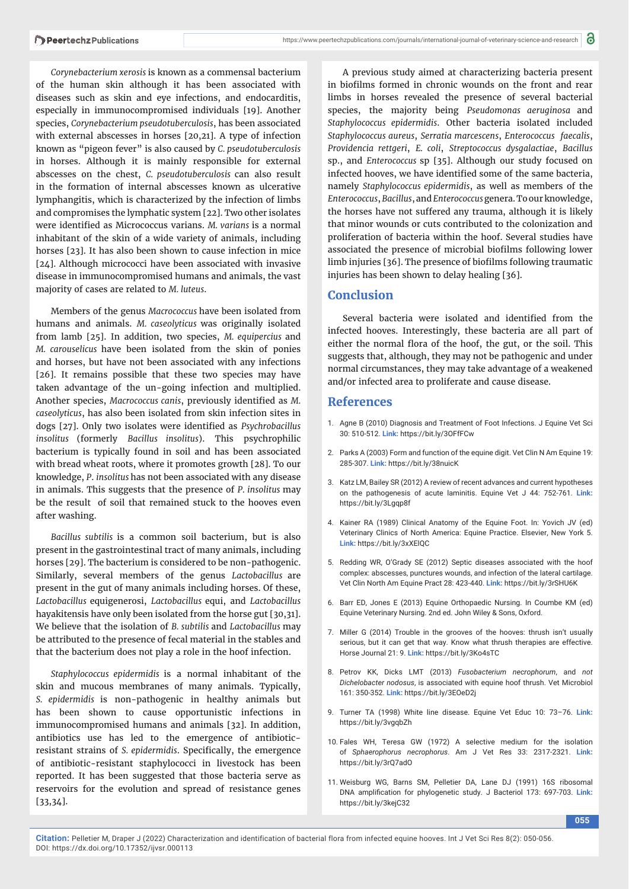*Corynebacterium xerosis* is known as a commensal bacterium of the human skin although it has been associated with diseases such as skin and eye infections, and endocarditis, especially in immunocompromised individuals [19]. Another species, *Corynebacterium pseudotuberculosis*, has been associated with external abscesses in horses [20,21]. A type of infection known as "pigeon fever" is also caused by *C. pseudotuberculosis* in horses. Although it is mainly responsible for external abscesses on the chest, *C. pseudotuberculosis* can also result in the formation of internal abscesses known as ulcerative lymphangitis, which is characterized by the infection of limbs and compromises the lymphatic system [22]. Two other isolates were identified as Micrococcus varians. *M. varians* is a normal inhabitant of the skin of a wide variety of animals, including horses [23]. It has also been shown to cause infection in mice [24]. Although micrococci have been associated with invasive disease in immunocompromised humans and animals, the vast majority of cases are related to *M. luteus*.

Members of the genus *Macrococcus* have been isolated from humans and animals. *M. caseolyticus* was originally isolated from lamb [25]. In addition, two species, *M. equipercius* and *M. carouselicus* have been isolated from the skin of ponies and horses, but have not been associated with any infections [26]. It remains possible that these two species may have taken advantage of the un-going infection and multiplied. Another species, *Macrococcus canis*, previously identified as *M. caseolyticus*, has also been isolated from skin infection sites in dogs [27]. Only two isolates were identified as *Psychrobacillus insolitus* (formerly *Bacillus insolitus*). This psychrophilic bacterium is typically found in soil and has been associated with bread wheat roots, where it promotes growth [28]. To our knowledge, *P. insolitus* has not been associated with any disease in animals. This suggests that the presence of *P. insolitus* may be the result of soil that remained stuck to the hooves even after washing.

*Bacillus subtilis* is a common soil bacterium, but is also present in the gastrointestinal tract of many animals, including horses [29]. The bacterium is considered to be non-pathogenic. Similarly, several members of the genus *Lactobacillus* are present in the gut of many animals including horses. Of these, *Lactobacillus* equigenerosi, *Lactobacillus* equi, and *Lactobacillus* hayakitensis have only been isolated from the horse gut [30,31]. We believe that the isolation of *B. subtilis* and *Lactobacillus* may be attributed to the presence of fecal material in the stables and that the bacterium does not play a role in the hoof infection.

*Staphylococcus epidermidis* is a normal inhabitant of the skin and mucous membranes of many animals. Typically, *S. epidermidis* is non-pathogenic in healthy animals but has been shown to cause opportunistic infections in immunocompromised humans and animals [32]. In addition, antibiotics use has led to the emergence of antibiotic-resistant strains of *S. epidermidis*. Specifically, the emergence of antibiotic-resistant staphylococci in livestock has been reported. It has been suggested that those bacteria serve as reservoirs for the evolution and spread of resistance genes [33,34].

A previous study aimed at characterizing bacteria present in biofilms formed in chronic wounds on the front and rear limbs in horses revealed the presence of several bacterial species, the majority being *Pseudomonas aeruginosa* and *Staphylococcus epidermidis*. Other bacteria isolated included *Staphylococcus aureus*, *Serratia marcescens*, *Enterococcus faecalis*, *Providencia rettgeri*, *E. coli*, *Streptococcus dysgalactiae*, *Bacillus* sp., and *Enterococcus* sp [35]. Although our study focused on infected hooves, we have identified some of the same bacteria, namely *Staphylococcus epidermidis*, as well as members of the *Enterococcus*, *Bacillus*, and *Enterococcus* genera. To our knowledge, the horses have not suffered any trauma, although it is likely that minor wounds or cuts contributed to the colonization and proliferation of bacteria within the hoof. Several studies have associated the presence of microbial biofilms following lower limb injuries [36]. The presence of biofilms following traumatic injuries has been shown to delay healing [36].

## Conclusion

Several bacteria were isolated and identified from the infected hooves. Interestingly, these bacteria are all part of either the normal flora of the hoof, the gut, or the soil. This suggests that, although, they may not be pathogenic and under normal circumstances, they may take advantage of a weakened and/or infected area to proliferate and cause disease.

## References

1. Agne B (2010) Diagnosis and Treatment of Foot Infections. J Equine Vet Sci 30: 510-512. **Link:** https://bit.ly/3OFfFCw
2. Parks A (2003) Form and function of the equine digit. Vet Clin N Am Equine 19: 285-307. **Link:** https://bit.ly/38nuicK
3. Katz LM, Bailey SR (2012) A review of recent advances and current hypotheses on the pathogenesis of acute laminitis. Equine Vet J 44: 752-761. **Link:** https://bit.ly/3Lgqp8f
4. Kainer RA (1989) Clinical Anatomy of the Equine Foot. In: Yovich JV (ed) Veterinary Clinics of North America: Equine Practice. Elsevier, New York 5. **Link:** https://bit.ly/3xXElQC
5. Redding WR, O'Grady SE (2012) Septic diseases associated with the hoof complex: abscesses, punctures wounds, and infection of the lateral cartilage. Vet Clin North Am Equine Pract 28: 423-440. **Link:** https://bit.ly/3rSHU6K
6. Barr ED, Jones E (2013) Equine Orthopaedic Nursing. In Coumbe KM (ed) Equine Veterinary Nursing. 2nd ed. John Wiley & Sons, Oxford.
7. Miller G (2014) Trouble in the grooves of the hooves: thrush isn't usually serious, but it can get that way. Know what thrush therapies are effective. Horse Journal 21: 9. **Link:** https://bit.ly/3Ko4sTC
8. Petrov KK, Dicks LMT (2013) *Fusobacterium necrophorum*, and *not Dichelobacter nodosus,* is associated with equine hoof thrush. Vet Microbiol 161: 350-352. **Link:** https://bit.ly/3EOeD2j
9. Turner TA (1998) White line disease. Equine Vet Educ 10: 73–76. **Link:** https://bit.ly/3vgqbZh
10. Fales WH, Teresa GW (1972) A selective medium for the isolation of *Sphaerophorus necrophorus*. Am J Vet Res 33: 2317-2321. **Link:** https://bit.ly/3rQ7adO
11. Weisburg WG, Barns SM, Pelletier DA, Lane DJ (1991) 16S ribosomal DNA amplification for phylogenetic study. J Bacteriol 173: 697-703. **Link:** https://bit.ly/3kejC32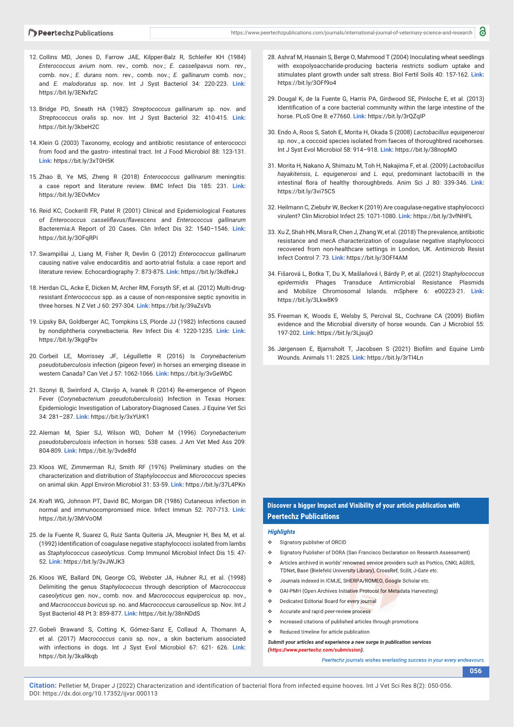12. Collins MD, Jones D, Farrow JAE, Kilpper-Balz R, Schleifer KH (1984) *Enterococcus avium* nom. rev., comb. nov.; *E. casselipavus* norn. rev., comb. nov.; *E. durans* norn. rev., comb. nov.; *E. gallinarum* comb. nov.; and *E. malodoratus* sp. nov. Int J Syst Bacteriol 34: 220-223. **Link:** https://bit.ly/3ENxfzC

13. Bridge PD, Sneath HA (1982) *Streptococcus gallinarum* sp. nov. and *Streptococcus oralis* sp. nov. Int J Syst Bacteriol 32: 410-415. **Link:** https://bit.ly/3kbeH2C

14. Klein G (2003) Taxonomy, ecology and antibiotic resistance of enterococci from food and the gastro- intestinal tract. Int J Food Microbiol 88: 123-131. **Link:** https://bit.ly/3xT0H5K

15. Zhao B, Ye MS, Zheng R (2018) *Enterococcus gallinarum* meningitis: a case report and literature review. BMC Infect Dis 185: 231. **Link:** https://bit.ly/3EOvMcv

16. Reid KC, Cockerill FR, Patel R (2001) Clinical and Epidemiological Features of *Enterococcus casseliflavus/flavescens* and *Enterococcus gallinarum* Bacteremia:A Report of 20 Cases. Clin Infect Dis 32: 1540–1546. **Link:** https://bit.ly/3OFqRPi

17. Swampillai J, Liang M, Fisher R, Devlin G (2012) *Enterococcus gallinarum* causing native valve endocarditis and aorto-atrial fistula: a case report and literature review. Echocardiography 7: 873-875. **Link:** https://bit.ly/3kdfekJ

18. Herdan CL, Acke E, Dicken M, Archer RM, Forsyth SF, et al. (2012) Multi-drug-resistant *Enterococcus* spp. as a cause of non-responsive septic synovitis in three horses. N Z Vet J 60: 297-304. **Link:** https://bit.ly/39aZsVb

19. Lipsky BA, Goldberger AC, Tompkins LS, Plorde JJ (1982) Infections caused by nondiphtheria corynebacteria. Rev Infect Dis 4: 1220-1235. **Link: Link:** https://bit.ly/3kgqFbv

20. Corbeil LE, Morrissey JF, Léguillette R (2016) Is *Corynebacterium pseudotuberculosis* infection (pigeon fever) in horses an emerging disease in western Canada? Can Vet J 57: 1062-1066. **Link:** https://bit.ly/3vGeWbC

21. Szonyi B, Swinford A, Clavijo A, Ivanek R (2014) Re-emergence of Pigeon Fever (*Corynebacterium pseudotuberculosis*) Infection in Texas Horses: Epidemiologic Investigation of Laboratory-Diagnosed Cases. J Equine Vet Sci 34: 281–287. **Link:** https://bit.ly/3xYUrK1

22. Aleman M, Spier SJ, Wilson WD, Doherr M (1996) *Corynebacterium pseudotuberculosis* infection in horses: 538 cases. J Am Vet Med Ass 209: 804-809. **Link:** https://bit.ly/3vde8fd

23. Kloos WE, Zimmerman RJ, Smith RF (1976) Preliminary studies on the characterization and distribution of *Staphylococcus* and *Micrococcus* species on animal skin. Appl Environ Microbiol 31: 53-59. **Link:** https://bit.ly/37L4PKn

24. Kraft WG, Johnson PT, David BC, Morgan DR (1986) Cutaneous infection in normal and immunocompromised mice. Infect Immun 52: 707-713. **Link:** https://bit.ly/3MrVoOM

25. de la Fuente R, Suarez G, Ruiz Santa Quiteria JA, Meugnier H, Bes M, et al. (1992) Identification of coagulase negative staphylococci isolated from lambs as *Staphylococcus caseolyticus*. Comp Immunol Microbiol Infect Dis 15: 47-52. **Link:** https://bit.ly/3vJWJK3

26. Kloos WE, Ballard DN, George CG, Webster JA, Hubner RJ, et al. (1998) Delimiting the genus *Staphylococcus* through description of *Macrococcus caseolyticus* gen. nov., comb. nov. and *Macrococcus equipercicus* sp. nov., and *Macrococcus bovicus* sp. no. and *Macrococcus carouselicus* sp. Nov. Int J Syst Bacteriol 48 Pt 3: 859-877. **Link:** https://bit.ly/38nNDdS

27. Gobeli Brawand S, Cotting K, Gómez-Sanz E, Collaud A, Thomann A, et al. (2017) *Macrococcus canis* sp. nov., a skin bacterium associated with infections in dogs. Int J Syst Evol Microbiol 67: 621- 626. **Link:** https://bit.ly/3kaRkqb

28. Ashraf M, Hasnain S, Berge O, Mahmood T (2004) Inoculating wheat seedlings with exopolysaccharide-producing bacteria restricts sodium uptake and stimulates plant growth under salt stress. Biol Fertil Soils 40: 157-162. **Link:** https://bit.ly/3OFf9o4

29. Dougal K, de la Fuente G, Harris PA, Girdwood SE, Pinloche E, et al. (2013) Identification of a core bacterial community within the large intestine of the horse. PLoS One 8: e77660. **Link:** https://bit.ly/3rQZqlP

30. Endo A, Roos S, Satoh E, Morita H, Okada S (2008) *Lactobacillus equigenerosi* sp. nov., a coccoid species isolated from faeces of thoroughbred racehorses. Int J Syst Evol Microbiol 58: 914–918. **Link:** https://bit.ly/38nopMO

31. Morita H, Nakano A, Shimazu M, Toh H, Nakajima F, et al. (2009) *Lactobacillus hayakitensis*, *L. equigenerosi* and *L. equi*, predominant lactobacilli in the intestinal flora of healthy thoroughbreds. Anim Sci J 80: 339-346. **Link:** https://bit.ly/3vi75C5

32. Heilmann C, Ziebuhr W, Becker K (2019) Are coagulase-negative staphylococci virulent? Clin Microbiol Infect 25: 1071-1080. **Link:** https://bit.ly/3vfNHFL

33. Xu Z, Shah HN, Misra R, Chen J, Zhang W, et al. (2018) The prevalence, antibiotic resistance and mecA characterization of coagulase negative staphylococci recovered from non-healthcare settings in London, UK. Antimicrob Resist Infect Control 7: 73. **Link:** https://bit.ly/3OFf4AM

34. Fišarová L, Botka T, Du X, Mašlaňová I, Bárdy P, et al. (2021) *Staphylococcus epidermidis* Phages Transduce Antimicrobial Resistance Plasmids and Mobilize Chromosomal Islands. mSphere 6: e00223-21. **Link:** https://bit.ly/3Lkw8K9

35. Freeman K, Woods E, Welsby S, Percival SL, Cochrane CA (2009) Biofilm evidence and the Microbial diversity of horse wounds. Can J Microbiol 55: 197-202. **Link:** https://bit.ly/3LjsujO

36. Jørgensen E, Bjarnsholt T, Jacobsen S (2021) Biofilm and Equine Limb Wounds. Animals 11: 2825. **Link:** https://bit.ly/3rTl4Ln

**Discover a bigger Impact and Visibility of your article publication with Peertechz Publications**

***Highlights***

- Signatory publisher of ORCID
- Signatory Publisher of DORA (San Francisco Declaration on Research Assessment)
- Articles archived in worlds' renowned service providers such as Portico, CNKI, AGRIS, TDNet, Base (Bielefeld University Library), CrossRef, Scilit, J-Gate etc.
- Journals indexed in ICMJE, SHERPA/ROMEO, Google Scholar etc.
- OAI-PMH (Open Archives Initiative Protocol for Metadata Harvesting)
- Dedicated Editorial Board for every journal
- Accurate and rapid peer-review process
- Increased citations of published articles through promotions
- Reduced timeline for article publication

***Submit your articles and experience a new surge in publication services (https://www.peertechz.com/submission).***

*Peertechz journals wishes everlasting success in your every endeavours.*

**Citation:** Pelletier M, Draper J (2022) Characterization and identification of bacterial flora from infected equine hooves. Int J Vet Sci Res 8(2): 050-056. DOI: https://dx.doi.org/10.17352/ijvsr.000113